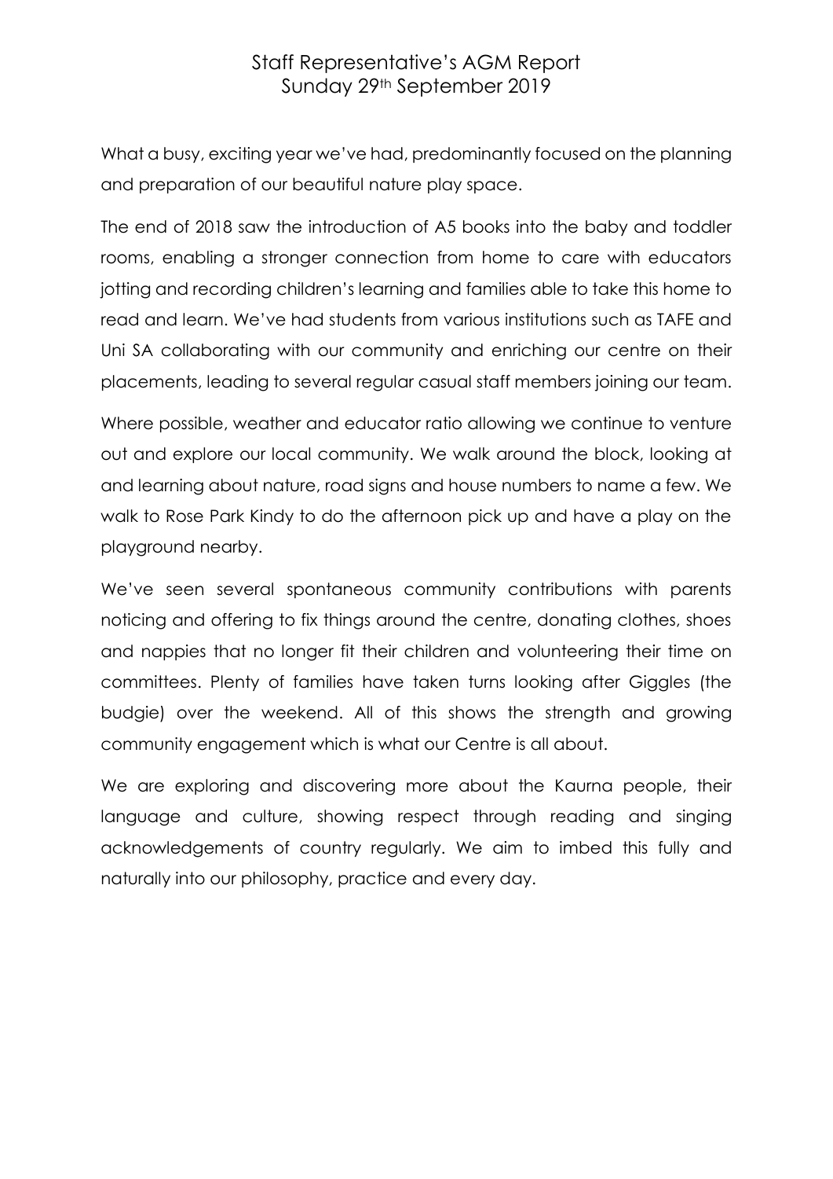# Staff Representative's AGM Report
## Sunday 29th September 2019

What a busy, exciting year we've had, predominantly focused on the planning and preparation of our beautiful nature play space.

The end of 2018 saw the introduction of A5 books into the baby and toddler rooms, enabling a stronger connection from home to care with educators jotting and recording children's learning and families able to take this home to read and learn. We've had students from various institutions such as TAFE and Uni SA collaborating with our community and enriching our centre on their placements, leading to several regular casual staff members joining our team.

Where possible, weather and educator ratio allowing we continue to venture out and explore our local community. We walk around the block, looking at and learning about nature, road signs and house numbers to name a few. We walk to Rose Park Kindy to do the afternoon pick up and have a play on the playground nearby.

We've seen several spontaneous community contributions with parents noticing and offering to fix things around the centre, donating clothes, shoes and nappies that no longer fit their children and volunteering their time on committees. Plenty of families have taken turns looking after Giggles (the budgie) over the weekend. All of this shows the strength and growing community engagement which is what our Centre is all about.

We are exploring and discovering more about the Kaurna people, their language and culture, showing respect through reading and singing acknowledgements of country regularly. We aim to imbed this fully and naturally into our philosophy, practice and every day.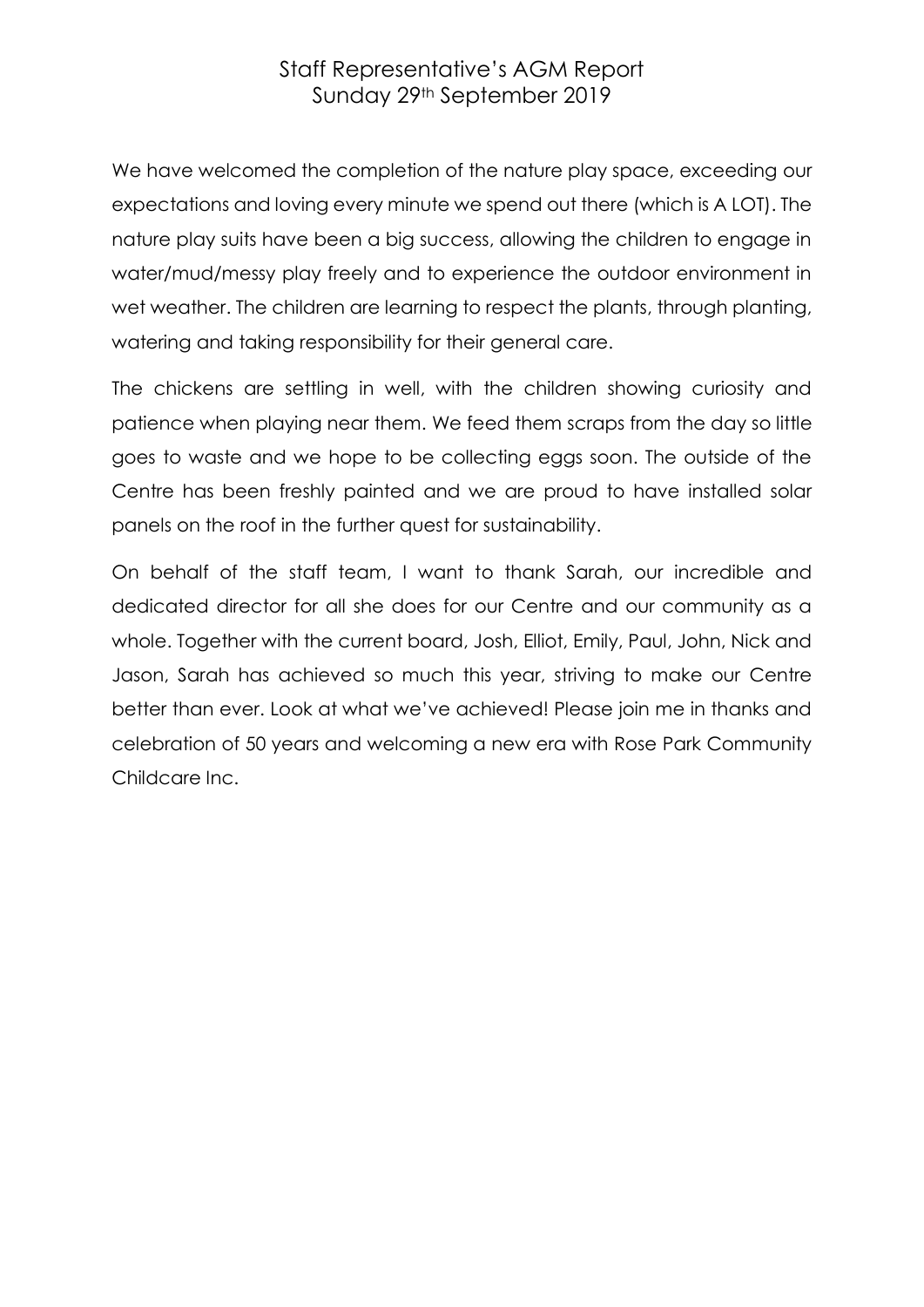# Staff Representative's AGM Report
## Sunday 29th September 2019

We have welcomed the completion of the nature play space, exceeding our expectations and loving every minute we spend out there (which is A LOT). The nature play suits have been a big success, allowing the children to engage in water/mud/messy play freely and to experience the outdoor environment in wet weather. The children are learning to respect the plants, through planting, watering and taking responsibility for their general care.

The chickens are settling in well, with the children showing curiosity and patience when playing near them. We feed them scraps from the day so little goes to waste and we hope to be collecting eggs soon. The outside of the Centre has been freshly painted and we are proud to have installed solar panels on the roof in the further quest for sustainability.

On behalf of the staff team, I want to thank Sarah, our incredible and dedicated director for all she does for our Centre and our community as a whole. Together with the current board, Josh, Elliot, Emily, Paul, John, Nick and Jason, Sarah has achieved so much this year, striving to make our Centre better than ever. Look at what we've achieved! Please join me in thanks and celebration of 50 years and welcoming a new era with Rose Park Community Childcare Inc.